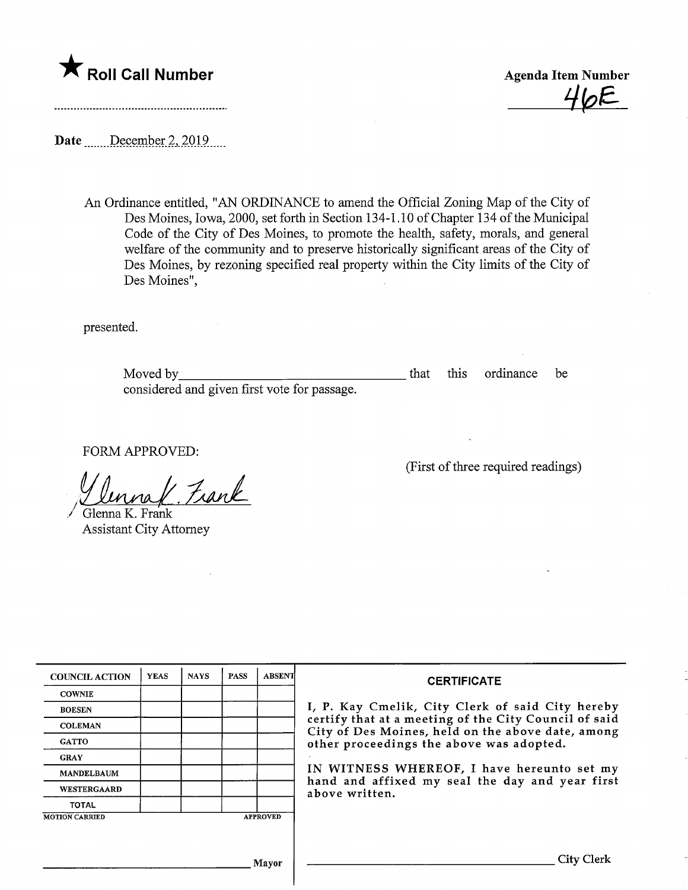★ **Roll Call Number**

..........................................................

**Agenda Item Number**

46E

**Date** December 2, 2019

An Ordinance entitled, "AN ORDINANCE to amend the Official Zoning Map of the City of Des Moines, Iowa, 2000, set forth in Section 134-1.10 of Chapter 134 of the Municipal Code of the City of Des Moines, to promote the health, safety, morals, and general welfare of the community and to preserve historically significant areas of the City of Des Moines, by rezoning specified real property within the City limits of the City of Des Moines",

presented.

Moved by__________________________________ that this ordinance be considered and given first vote for passage.

FORM APPROVED:

Glenna K. Frank
Glenna K. Frank
Assistant City Attorney

(First of three required readings)

| COUNCIL ACTION | YEAS | NAYS | PASS | ABSENT |
|---|---|---|---|---|
| COWNIE | | | | |
| BOESEN | | | | |
| COLEMAN | | | | |
| GATTO | | | | |
| GRAY | | | | |
| MANDELBAUM | | | | |
| WESTERGAARD | | | | |
| TOTAL | | | | |

MOTION CARRIED APPROVED

______________________________ Mayor

**CERTIFICATE**

I, P. Kay Cmelik, City Clerk of said City hereby certify that at a meeting of the City Council of said City of Des Moines, held on the above date, among other proceedings the above was adopted.

IN WITNESS WHEREOF, I have hereunto set my hand and affixed my seal the day and year first above written.

______________________________ City Clerk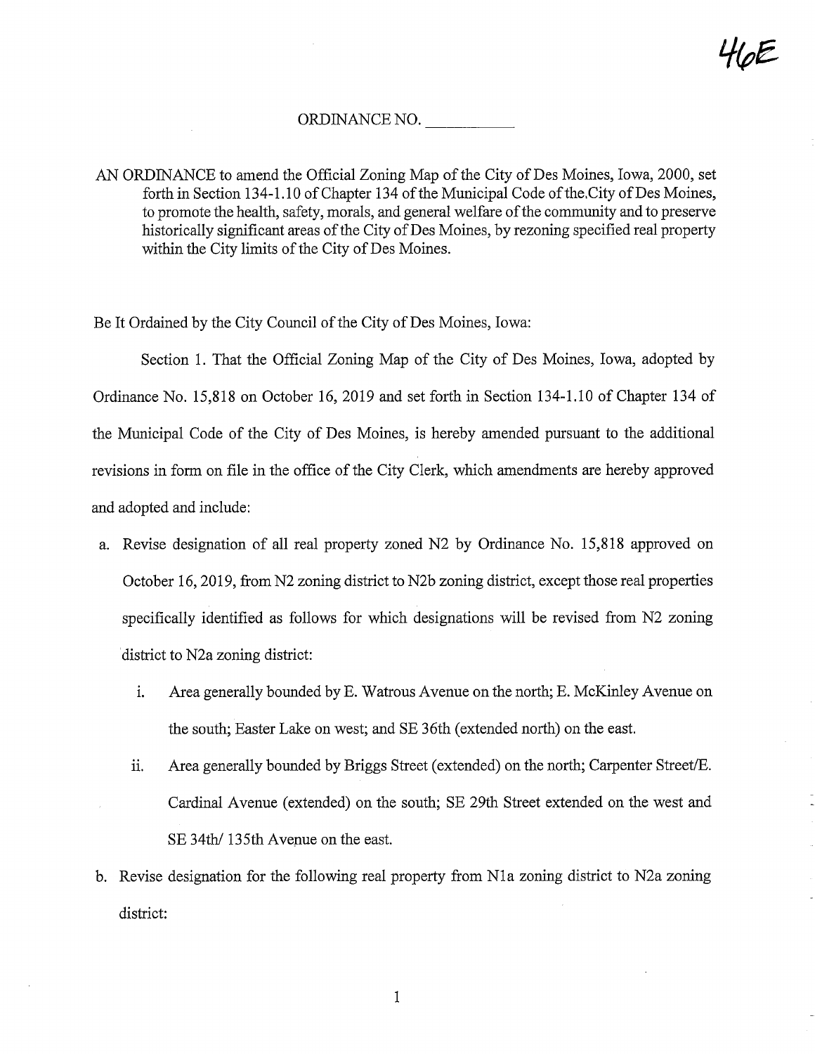46E

ORDINANCE NO. \_\_\_\_\_\_\_\_\_\_

AN ORDINANCE to amend the Official Zoning Map of the City of Des Moines, Iowa, 2000, set forth in Section 134-1.10 of Chapter 134 of the Municipal Code of the City of Des Moines, to promote the health, safety, morals, and general welfare of the community and to preserve historically significant areas of the City of Des Moines, by rezoning specified real property within the City limits of the City of Des Moines.

Be It Ordained by the City Council of the City of Des Moines, Iowa:

Section 1. That the Official Zoning Map of the City of Des Moines, Iowa, adopted by Ordinance No. 15,818 on October 16, 2019 and set forth in Section 134-1.10 of Chapter 134 of the Municipal Code of the City of Des Moines, is hereby amended pursuant to the additional revisions in form on file in the office of the City Clerk, which amendments are hereby approved and adopted and include:

a. Revise designation of all real property zoned N2 by Ordinance No. 15,818 approved on October 16, 2019, from N2 zoning district to N2b zoning district, except those real properties specifically identified as follows for which designations will be revised from N2 zoning district to N2a zoning district:

   i. Area generally bounded by E. Watrous Avenue on the north; E. McKinley Avenue on the south; Easter Lake on west; and SE 36th (extended north) on the east.

   ii. Area generally bounded by Briggs Street (extended) on the north; Carpenter Street/E. Cardinal Avenue (extended) on the south; SE 29th Street extended on the west and SE 34th/ 135th Avenue on the east.

b. Revise designation for the following real property from N1a zoning district to N2a zoning district: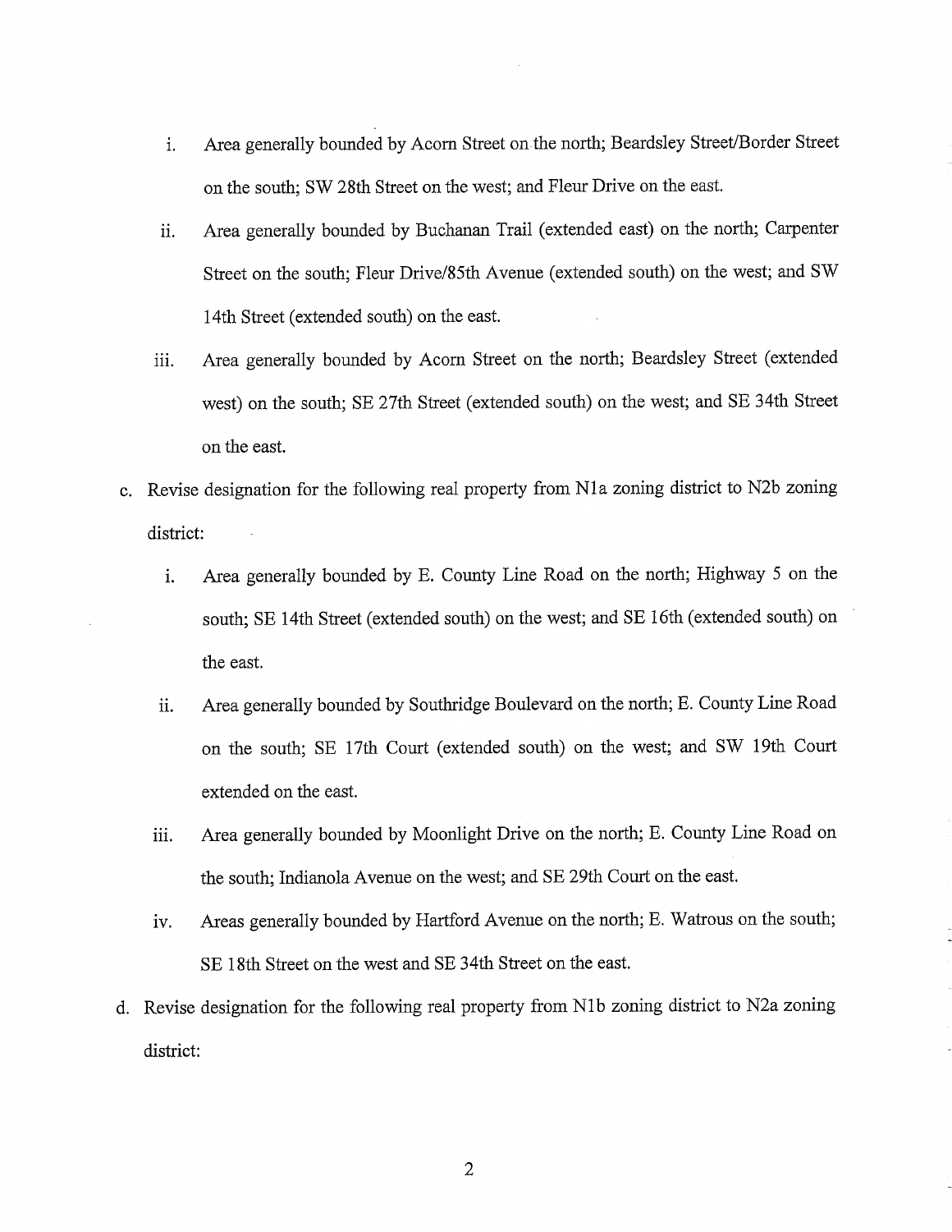i. Area generally bounded by Acorn Street on the north; Beardsley Street/Border Street on the south; SW 28th Street on the west; and Fleur Drive on the east.

   ii. Area generally bounded by Buchanan Trail (extended east) on the north; Carpenter Street on the south; Fleur Drive/85th Avenue (extended south) on the west; and SW 14th Street (extended south) on the east.

   iii. Area generally bounded by Acorn Street on the north; Beardsley Street (extended west) on the south; SE 27th Street (extended south) on the west; and SE 34th Street on the east.

c. Revise designation for the following real property from N1a zoning district to N2b zoning district:

   i. Area generally bounded by E. County Line Road on the north; Highway 5 on the south; SE 14th Street (extended south) on the west; and SE 16th (extended south) on the east.

   ii. Area generally bounded by Southridge Boulevard on the north; E. County Line Road on the south; SE 17th Court (extended south) on the west; and SW 19th Court extended on the east.

   iii. Area generally bounded by Moonlight Drive on the north; E. County Line Road on the south; Indianola Avenue on the west; and SE 29th Court on the east.

   iv. Areas generally bounded by Hartford Avenue on the north; E. Watrous on the south; SE 18th Street on the west and SE 34th Street on the east.

d. Revise designation for the following real property from N1b zoning district to N2a zoning district: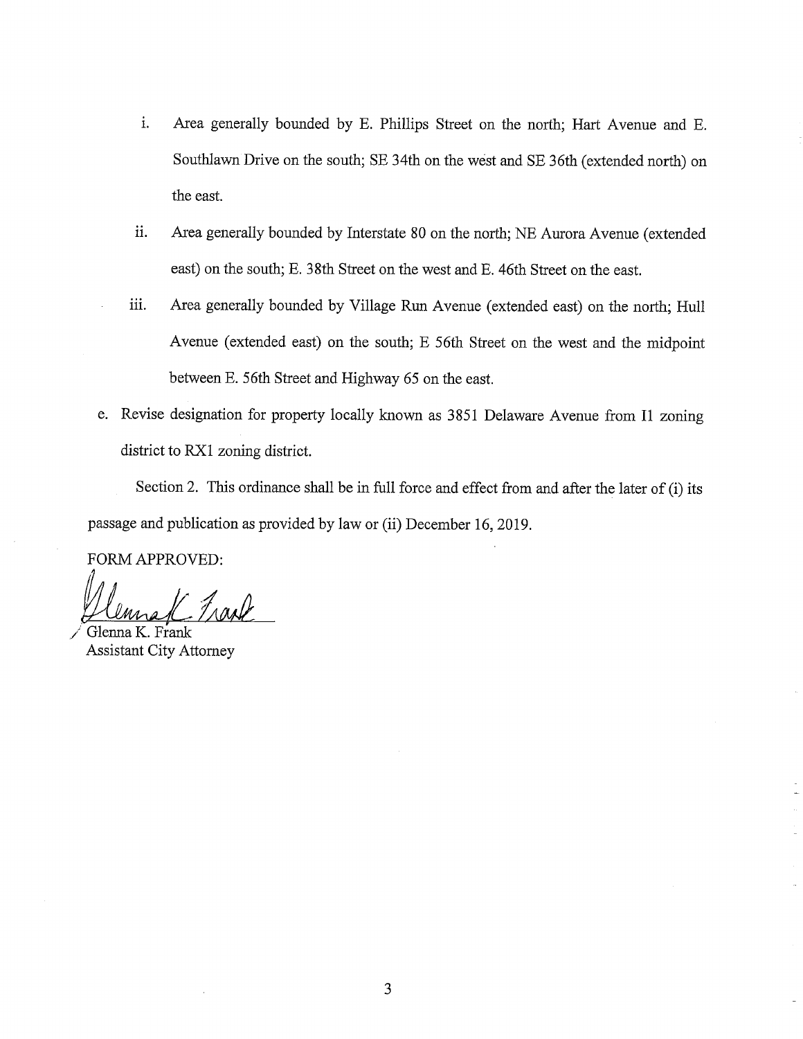i. Area generally bounded by E. Phillips Street on the north; Hart Avenue and E. Southlawn Drive on the south; SE 34th on the west and SE 36th (extended north) on the east.

ii. Area generally bounded by Interstate 80 on the north; NE Aurora Avenue (extended east) on the south; E. 38th Street on the west and E. 46th Street on the east.

iii. Area generally bounded by Village Run Avenue (extended east) on the north; Hull Avenue (extended east) on the south; E 56th Street on the west and the midpoint between E. 56th Street and Highway 65 on the east.

e. Revise designation for property locally known as 3851 Delaware Avenue from I1 zoning district to RX1 zoning district.

Section 2. This ordinance shall be in full force and effect from and after the later of (i) its passage and publication as provided by law or (ii) December 16, 2019.

FORM APPROVED:

Glenna K. Frank
Assistant City Attorney